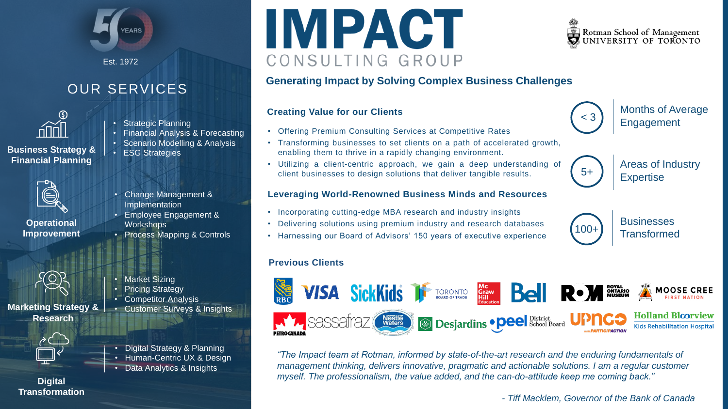50 YEARS

Est. 1972

# IMPACT CONSULTING GROUP

Rotman School of Management
UNIVERSITY OF TORONTO

## Generating Impact by Solving Complex Business Challenges

## OUR SERVICES

**Business Strategy & Financial Planning**

- Strategic Planning
- Financial Analysis & Forecasting
- Scenario Modelling & Analysis
- ESG Strategies

**Operational Improvement**

- Change Management & Implementation
- Employee Engagement & Workshops
- Process Mapping & Controls

**Marketing Strategy & Research**

- Market Sizing
- Pricing Strategy
- Competitor Analysis
- Customer Surveys & Insights

**Digital Transformation**

- Digital Strategy & Planning
- Human-Centric UX & Design
- Data Analytics & Insights

### Creating Value for our Clients

- Offering Premium Consulting Services at Competitive Rates
- Transforming businesses to set clients on a path of accelerated growth, enabling them to thrive in a rapidly changing environment.
- Utilizing a client-centric approach, we gain a deep understanding of client businesses to design solutions that deliver tangible results.

### Leveraging World-Renowned Business Minds and Resources

- Incorporating cutting-edge MBA research and industry insights
- Delivering solutions using premium industry and research databases
- Harnessing our Board of Advisors' 150 years of executive experience

< 3 — Months of Average Engagement

5+ — Areas of Industry Expertise

100+ — Businesses Transformed

### Previous Clients

RBC, VISA, SickKids, Toronto Board of Trade, McGraw Hill Education, Bell, ROM Royal Ontario Museum, Moose Cree First Nation, Petro-Canada, sassafraz, Nestlé Waters, Desjardins, Peel District School Board, UPNCO with ParticipACTION, Holland Bloorview Kids Rehabilitation Hospital

*"The Impact team at Rotman, informed by state-of-the-art research and the enduring fundamentals of management thinking, delivers innovative, pragmatic and actionable solutions. I am a regular customer myself. The professionalism, the value added, and the can-do-attitude keep me coming back."*

*- Tiff Macklem, Governor of the Bank of Canada*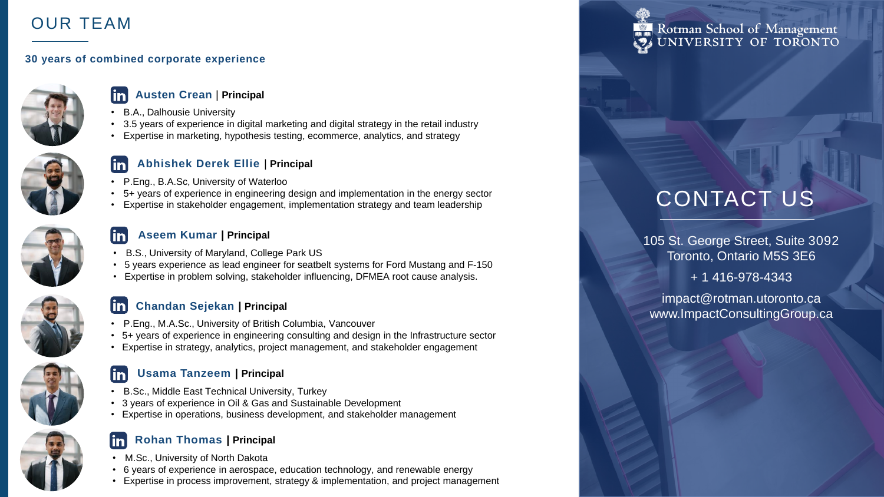# OUR TEAM

**30 years of combined corporate experience**

### Austen Crean | Principal

- B.A., Dalhousie University
- 3.5 years of experience in digital marketing and digital strategy in the retail industry
- Expertise in marketing, hypothesis testing, ecommerce, analytics, and strategy

### Abhishek Derek Ellie | Principal

- P.Eng., B.A.Sc, University of Waterloo
- 5+ years of experience in engineering design and implementation in the energy sector
- Expertise in stakeholder engagement, implementation strategy and team leadership

### Aseem Kumar | Principal

- B.S., University of Maryland, College Park US
- 5 years experience as lead engineer for seatbelt systems for Ford Mustang and F-150
- Expertise in problem solving, stakeholder influencing, DFMEA root cause analysis.

### Chandan Sejekan | Principal

- P.Eng., M.A.Sc., University of British Columbia, Vancouver
- 5+ years of experience in engineering consulting and design in the Infrastructure sector
- Expertise in strategy, analytics, project management, and stakeholder engagement

### Usama Tanzeem | Principal

- B.Sc., Middle East Technical University, Turkey
- 3 years of experience in Oil & Gas and Sustainable Development
- Expertise in operations, business development, and stakeholder management

### Rohan Thomas | Principal

- M.Sc., University of North Dakota
- 6 years of experience in aerospace, education technology, and renewable energy
- Expertise in process improvement, strategy & implementation, and project management

Rotman School of Management
UNIVERSITY OF TORONTO

# CONTACT US

105 St. George Street, Suite 3092
Toronto, Ontario M5S 3E6

+ 1 416-978-4343

impact@rotman.utoronto.ca
www.ImpactConsultingGroup.ca